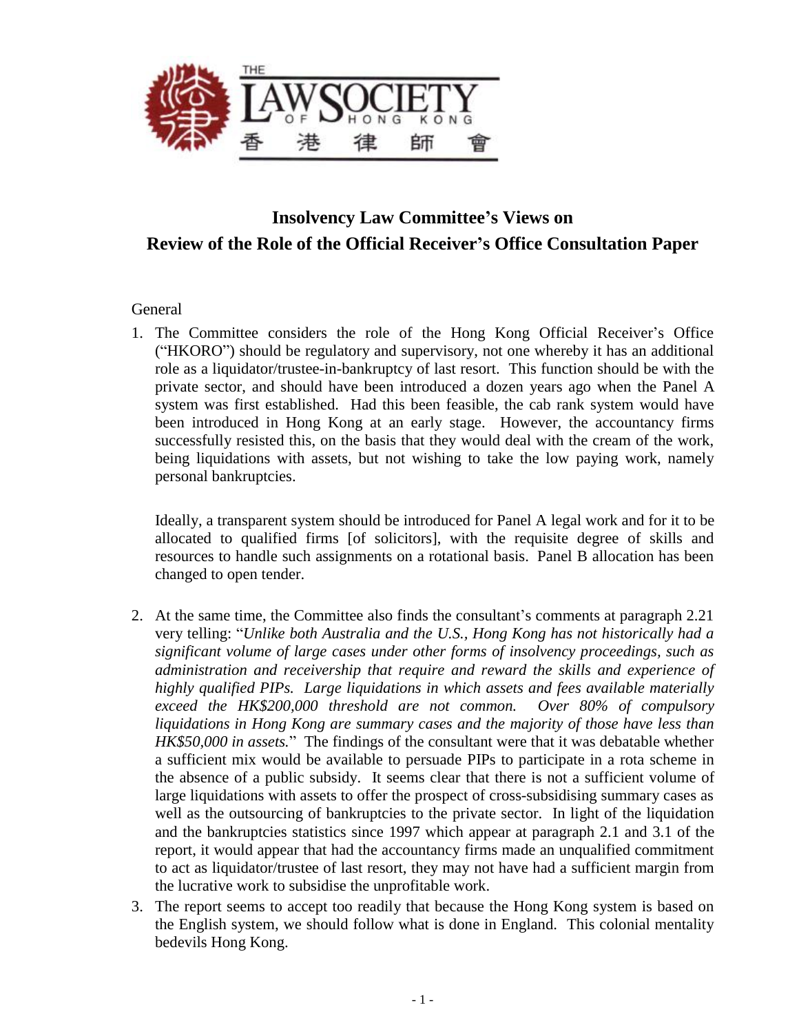# Insolvency Law Committee's Views on Review of the Role of the Official Receiver's Office Consultation Paper

General

1. The Committee considers the role of the Hong Kong Official Receiver's Office ("HKORO") should be regulatory and supervisory, not one whereby it has an additional role as a liquidator/trustee-in-bankruptcy of last resort. This function should be with the private sector, and should have been introduced a dozen years ago when the Panel A system was first established. Had this been feasible, the cab rank system would have been introduced in Hong Kong at an early stage. However, the accountancy firms successfully resisted this, on the basis that they would deal with the cream of the work, being liquidations with assets, but not wishing to take the low paying work, namely personal bankruptcies.

   Ideally, a transparent system should be introduced for Panel A legal work and for it to be allocated to qualified firms [of solicitors], with the requisite degree of skills and resources to handle such assignments on a rotational basis. Panel B allocation has been changed to open tender.

2. At the same time, the Committee also finds the consultant's comments at paragraph 2.21 very telling: "*Unlike both Australia and the U.S., Hong Kong has not historically had a significant volume of large cases under other forms of insolvency proceedings, such as administration and receivership that require and reward the skills and experience of highly qualified PIPs. Large liquidations in which assets and fees available materially exceed the HK$200,000 threshold are not common. Over 80% of compulsory liquidations in Hong Kong are summary cases and the majority of those have less than HK$50,000 in assets.*" The findings of the consultant were that it was debatable whether a sufficient mix would be available to persuade PIPs to participate in a rota scheme in the absence of a public subsidy. It seems clear that there is not a sufficient volume of large liquidations with assets to offer the prospect of cross-subsidising summary cases as well as the outsourcing of bankruptcies to the private sector. In light of the liquidation and the bankruptcies statistics since 1997 which appear at paragraph 2.1 and 3.1 of the report, it would appear that had the accountancy firms made an unqualified commitment to act as liquidator/trustee of last resort, they may not have had a sufficient margin from the lucrative work to subsidise the unprofitable work.

3. The report seems to accept too readily that because the Hong Kong system is based on the English system, we should follow what is done in England. This colonial mentality bedevils Hong Kong.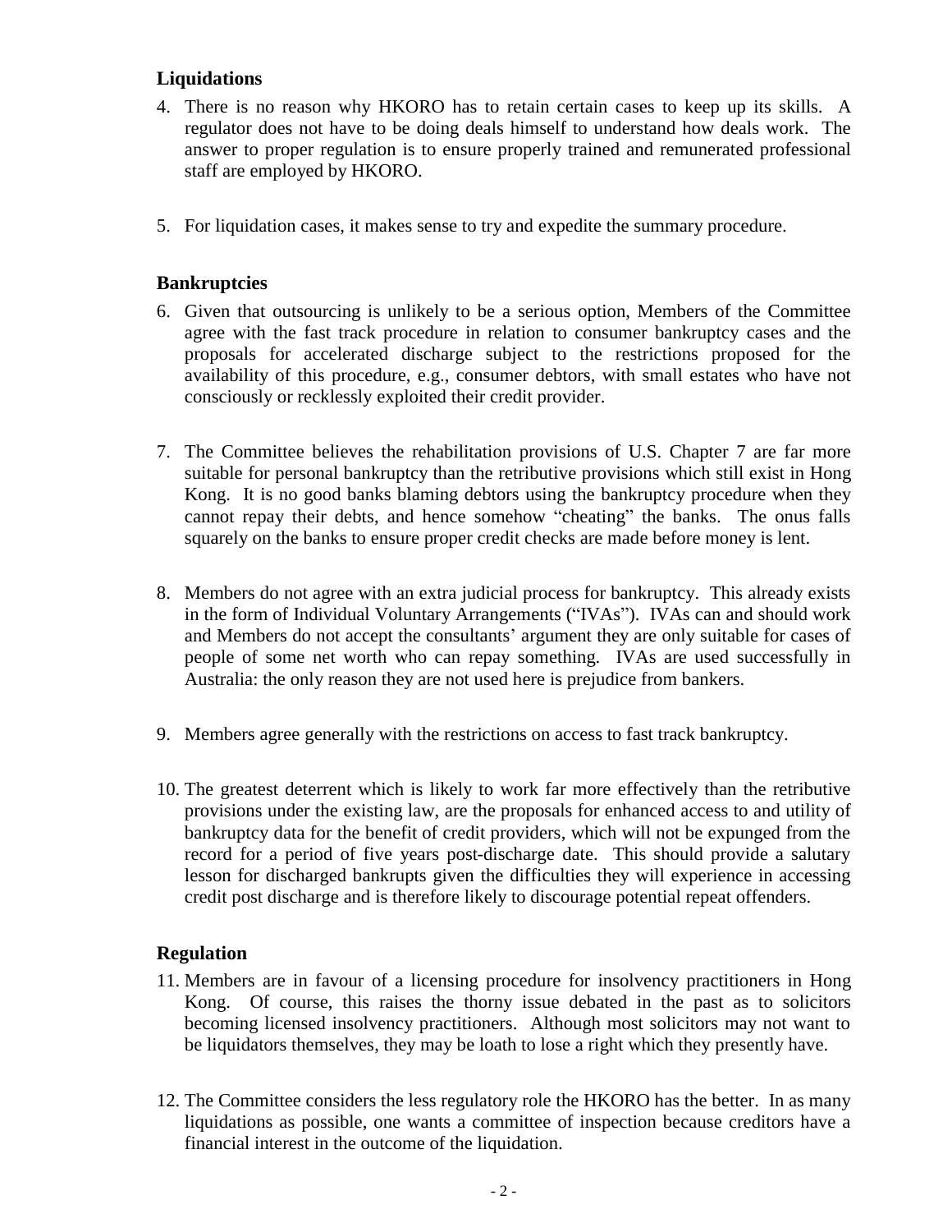## Liquidations

4. There is no reason why HKORO has to retain certain cases to keep up its skills. A regulator does not have to be doing deals himself to understand how deals work. The answer to proper regulation is to ensure properly trained and remunerated professional staff are employed by HKORO.

5. For liquidation cases, it makes sense to try and expedite the summary procedure.

## Bankruptcies

6. Given that outsourcing is unlikely to be a serious option, Members of the Committee agree with the fast track procedure in relation to consumer bankruptcy cases and the proposals for accelerated discharge subject to the restrictions proposed for the availability of this procedure, e.g., consumer debtors, with small estates who have not consciously or recklessly exploited their credit provider.

7. The Committee believes the rehabilitation provisions of U.S. Chapter 7 are far more suitable for personal bankruptcy than the retributive provisions which still exist in Hong Kong. It is no good banks blaming debtors using the bankruptcy procedure when they cannot repay their debts, and hence somehow "cheating" the banks. The onus falls squarely on the banks to ensure proper credit checks are made before money is lent.

8. Members do not agree with an extra judicial process for bankruptcy. This already exists in the form of Individual Voluntary Arrangements ("IVAs"). IVAs can and should work and Members do not accept the consultants' argument they are only suitable for cases of people of some net worth who can repay something. IVAs are used successfully in Australia: the only reason they are not used here is prejudice from bankers.

9. Members agree generally with the restrictions on access to fast track bankruptcy.

10. The greatest deterrent which is likely to work far more effectively than the retributive provisions under the existing law, are the proposals for enhanced access to and utility of bankruptcy data for the benefit of credit providers, which will not be expunged from the record for a period of five years post-discharge date. This should provide a salutary lesson for discharged bankrupts given the difficulties they will experience in accessing credit post discharge and is therefore likely to discourage potential repeat offenders.

## Regulation

11. Members are in favour of a licensing procedure for insolvency practitioners in Hong Kong. Of course, this raises the thorny issue debated in the past as to solicitors becoming licensed insolvency practitioners. Although most solicitors may not want to be liquidators themselves, they may be loath to lose a right which they presently have.

12. The Committee considers the less regulatory role the HKORO has the better. In as many liquidations as possible, one wants a committee of inspection because creditors have a financial interest in the outcome of the liquidation.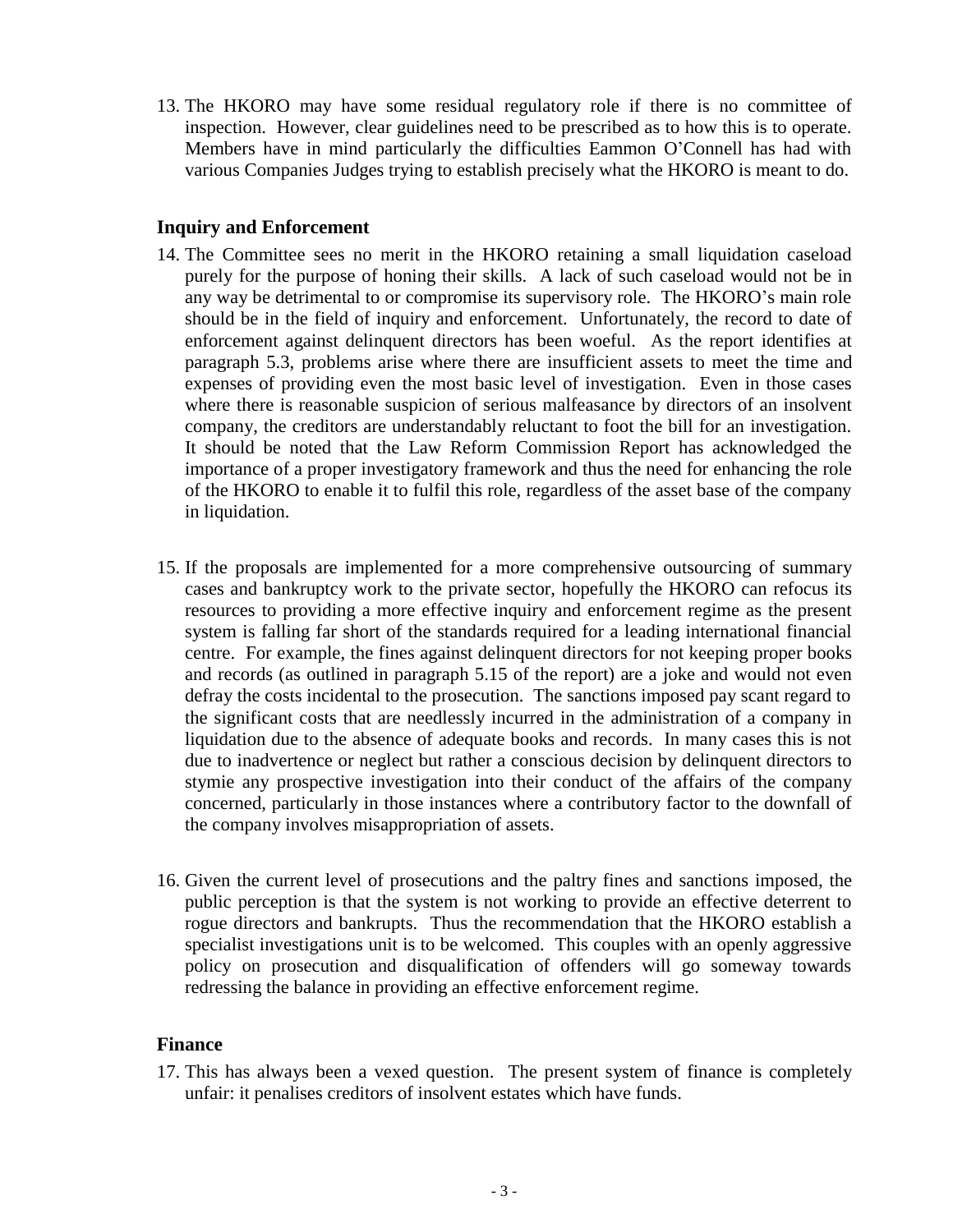13. The HKORO may have some residual regulatory role if there is no committee of inspection. However, clear guidelines need to be prescribed as to how this is to operate. Members have in mind particularly the difficulties Eammon O'Connell has had with various Companies Judges trying to establish precisely what the HKORO is meant to do.

## Inquiry and Enforcement

14. The Committee sees no merit in the HKORO retaining a small liquidation caseload purely for the purpose of honing their skills. A lack of such caseload would not be in any way be detrimental to or compromise its supervisory role. The HKORO's main role should be in the field of inquiry and enforcement. Unfortunately, the record to date of enforcement against delinquent directors has been woeful. As the report identifies at paragraph 5.3, problems arise where there are insufficient assets to meet the time and expenses of providing even the most basic level of investigation. Even in those cases where there is reasonable suspicion of serious malfeasance by directors of an insolvent company, the creditors are understandably reluctant to foot the bill for an investigation. It should be noted that the Law Reform Commission Report has acknowledged the importance of a proper investigatory framework and thus the need for enhancing the role of the HKORO to enable it to fulfil this role, regardless of the asset base of the company in liquidation.

15. If the proposals are implemented for a more comprehensive outsourcing of summary cases and bankruptcy work to the private sector, hopefully the HKORO can refocus its resources to providing a more effective inquiry and enforcement regime as the present system is falling far short of the standards required for a leading international financial centre. For example, the fines against delinquent directors for not keeping proper books and records (as outlined in paragraph 5.15 of the report) are a joke and would not even defray the costs incidental to the prosecution. The sanctions imposed pay scant regard to the significant costs that are needlessly incurred in the administration of a company in liquidation due to the absence of adequate books and records. In many cases this is not due to inadvertence or neglect but rather a conscious decision by delinquent directors to stymie any prospective investigation into their conduct of the affairs of the company concerned, particularly in those instances where a contributory factor to the downfall of the company involves misappropriation of assets.

16. Given the current level of prosecutions and the paltry fines and sanctions imposed, the public perception is that the system is not working to provide an effective deterrent to rogue directors and bankrupts. Thus the recommendation that the HKORO establish a specialist investigations unit is to be welcomed. This couples with an openly aggressive policy on prosecution and disqualification of offenders will go someway towards redressing the balance in providing an effective enforcement regime.

## Finance

17. This has always been a vexed question. The present system of finance is completely unfair: it penalises creditors of insolvent estates which have funds.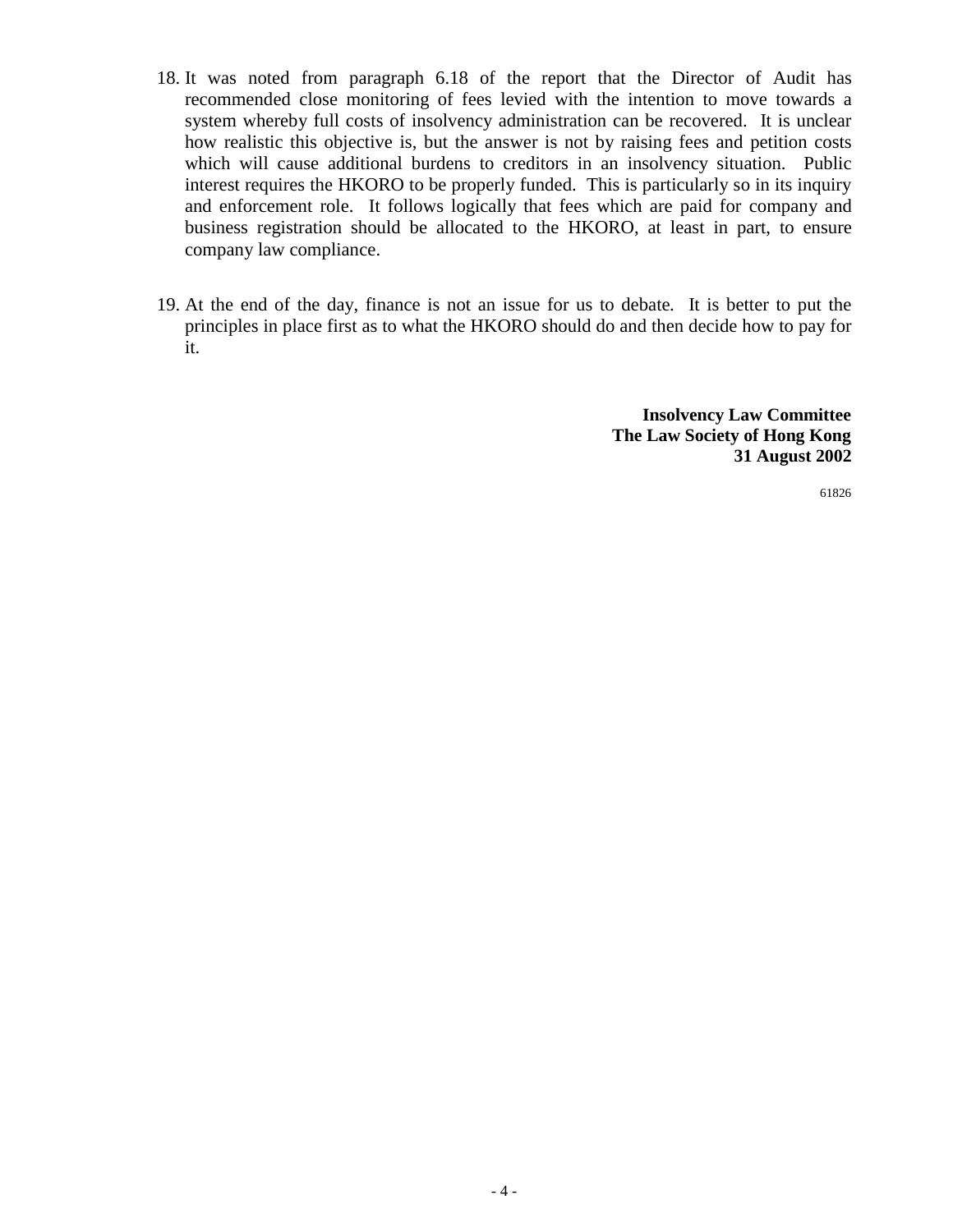18. It was noted from paragraph 6.18 of the report that the Director of Audit has recommended close monitoring of fees levied with the intention to move towards a system whereby full costs of insolvency administration can be recovered. It is unclear how realistic this objective is, but the answer is not by raising fees and petition costs which will cause additional burdens to creditors in an insolvency situation. Public interest requires the HKORO to be properly funded. This is particularly so in its inquiry and enforcement role. It follows logically that fees which are paid for company and business registration should be allocated to the HKORO, at least in part, to ensure company law compliance.

19. At the end of the day, finance is not an issue for us to debate. It is better to put the principles in place first as to what the HKORO should do and then decide how to pay for it.

**Insolvency Law Committee**
**The Law Society of Hong Kong**
**31 August 2002**

61826